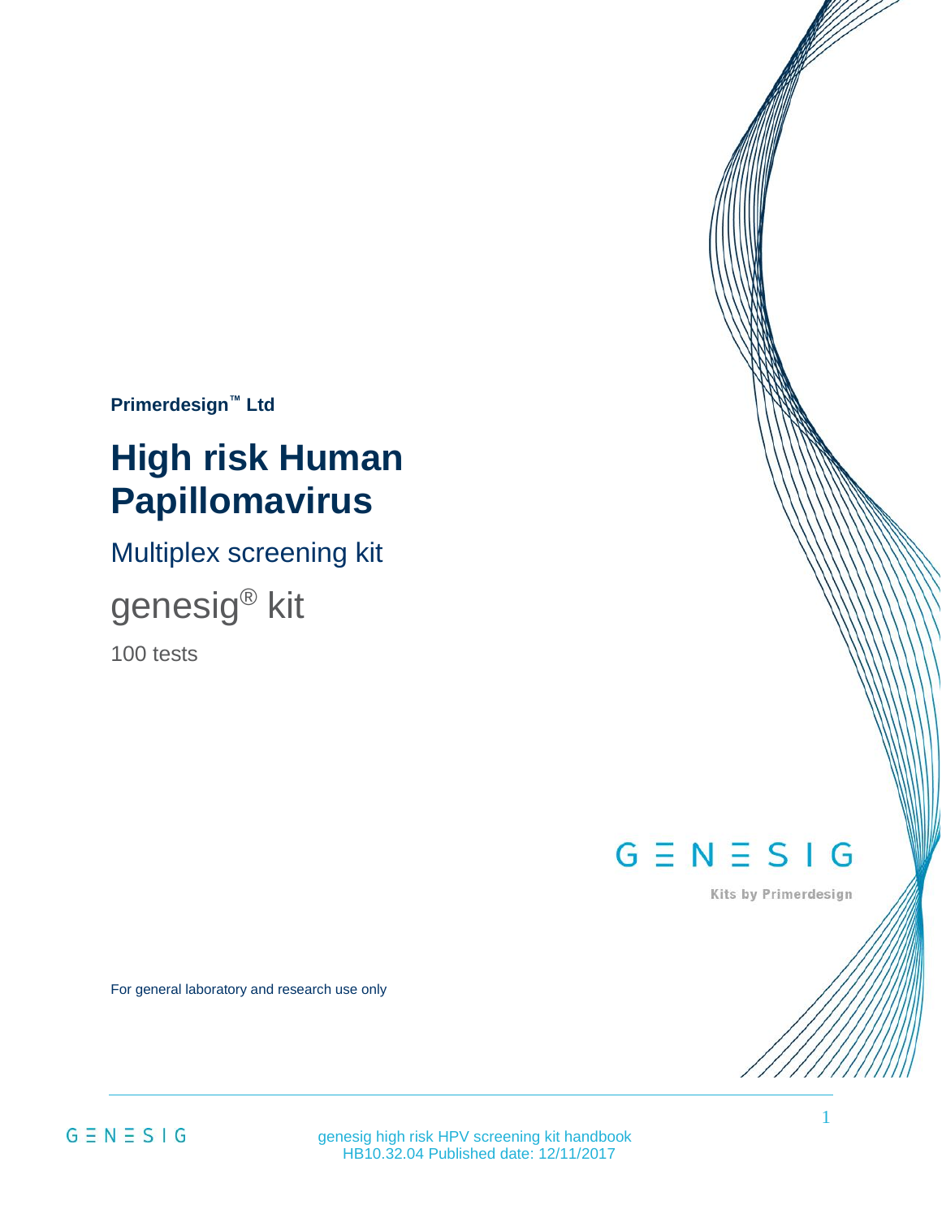**Primerdesign™ Ltd**

# High risk Human Papillomavirus

## Multiplex screening kit

## genesig® kit

100 tests

GENESIG

Kits by Primerdesign

For general laboratory and research use only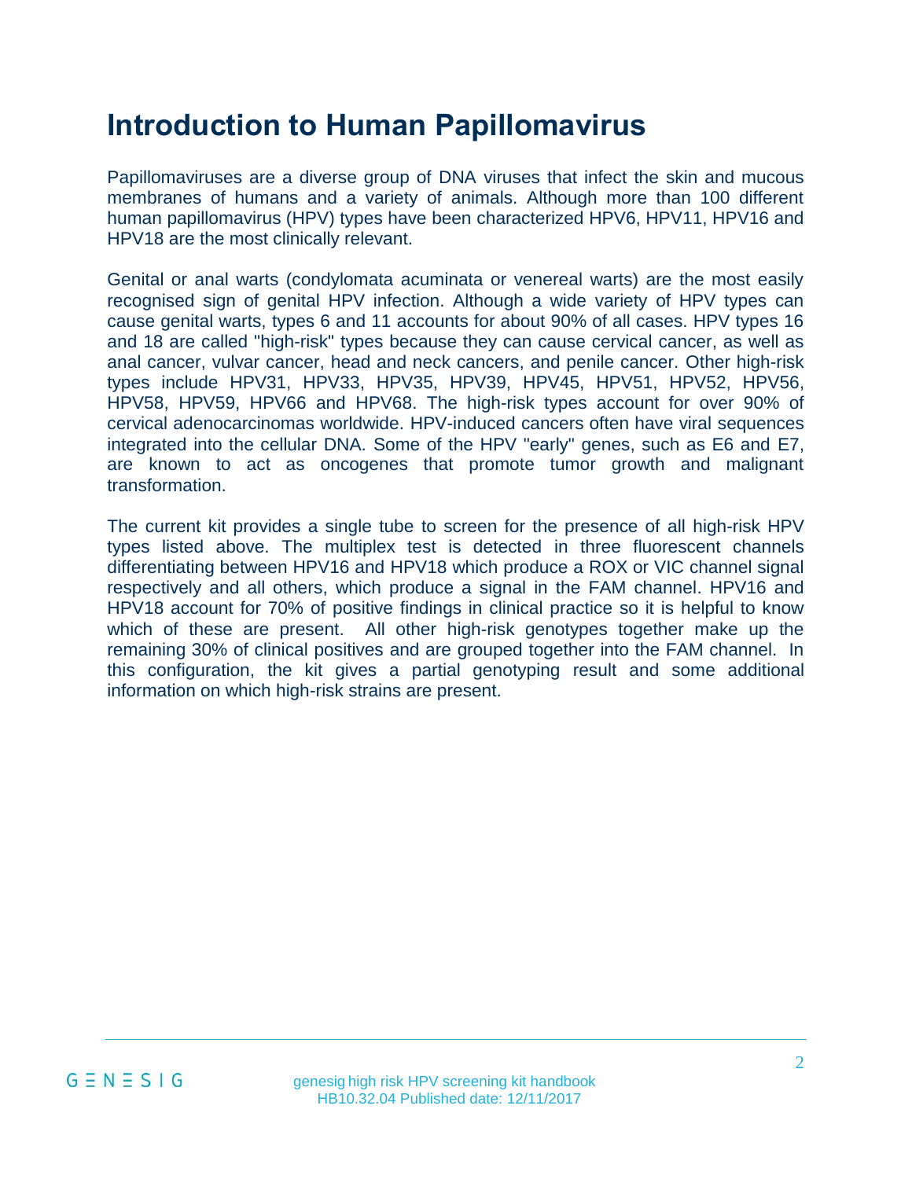# Introduction to Human Papillomavirus

Papillomaviruses are a diverse group of DNA viruses that infect the skin and mucous membranes of humans and a variety of animals. Although more than 100 different human papillomavirus (HPV) types have been characterized HPV6, HPV11, HPV16 and HPV18 are the most clinically relevant.

Genital or anal warts (condylomata acuminata or venereal warts) are the most easily recognised sign of genital HPV infection. Although a wide variety of HPV types can cause genital warts, types 6 and 11 accounts for about 90% of all cases. HPV types 16 and 18 are called "high-risk" types because they can cause cervical cancer, as well as anal cancer, vulvar cancer, head and neck cancers, and penile cancer. Other high-risk types include HPV31, HPV33, HPV35, HPV39, HPV45, HPV51, HPV52, HPV56, HPV58, HPV59, HPV66 and HPV68. The high-risk types account for over 90% of cervical adenocarcinomas worldwide. HPV-induced cancers often have viral sequences integrated into the cellular DNA. Some of the HPV "early" genes, such as E6 and E7, are known to act as oncogenes that promote tumor growth and malignant transformation.

The current kit provides a single tube to screen for the presence of all high-risk HPV types listed above. The multiplex test is detected in three fluorescent channels differentiating between HPV16 and HPV18 which produce a ROX or VIC channel signal respectively and all others, which produce a signal in the FAM channel. HPV16 and HPV18 account for 70% of positive findings in clinical practice so it is helpful to know which of these are present. All other high-risk genotypes together make up the remaining 30% of clinical positives and are grouped together into the FAM channel. In this configuration, the kit gives a partial genotyping result and some additional information on which high-risk strains are present.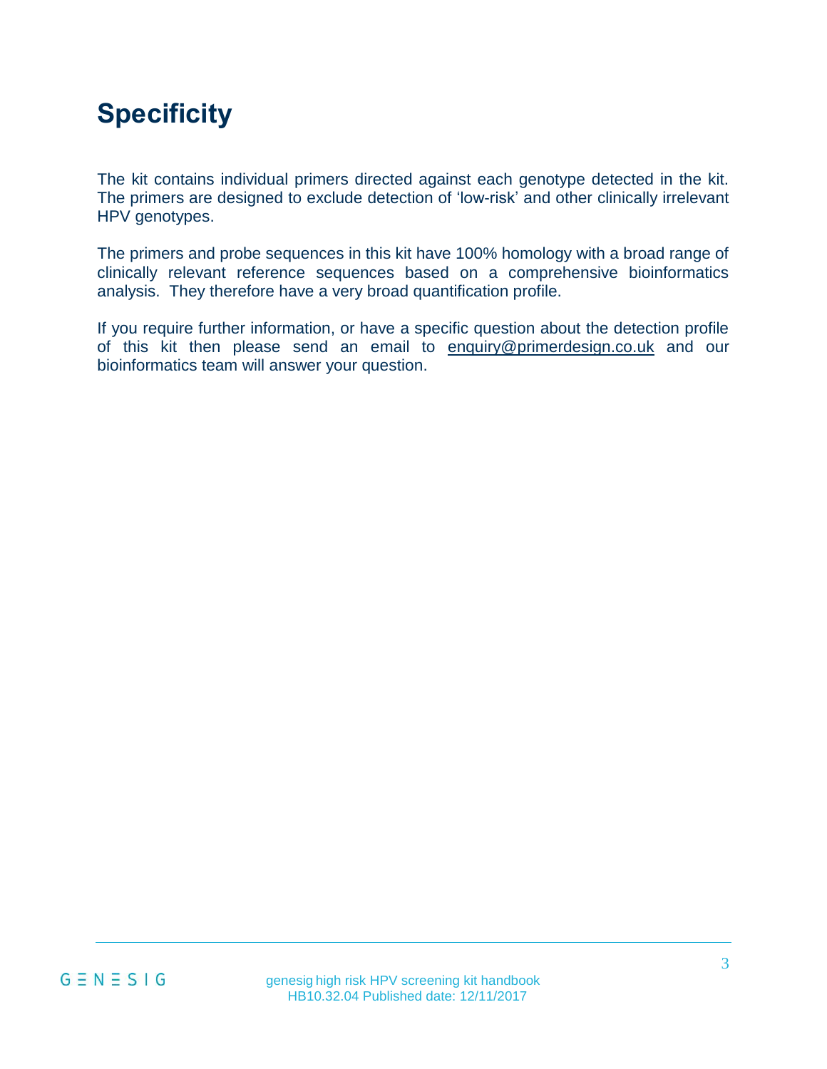# Specificity

The kit contains individual primers directed against each genotype detected in the kit. The primers are designed to exclude detection of 'low-risk' and other clinically irrelevant HPV genotypes.

The primers and probe sequences in this kit have 100% homology with a broad range of clinically relevant reference sequences based on a comprehensive bioinformatics analysis. They therefore have a very broad quantification profile.

If you require further information, or have a specific question about the detection profile of this kit then please send an email to enquiry@primerdesign.co.uk and our bioinformatics team will answer your question.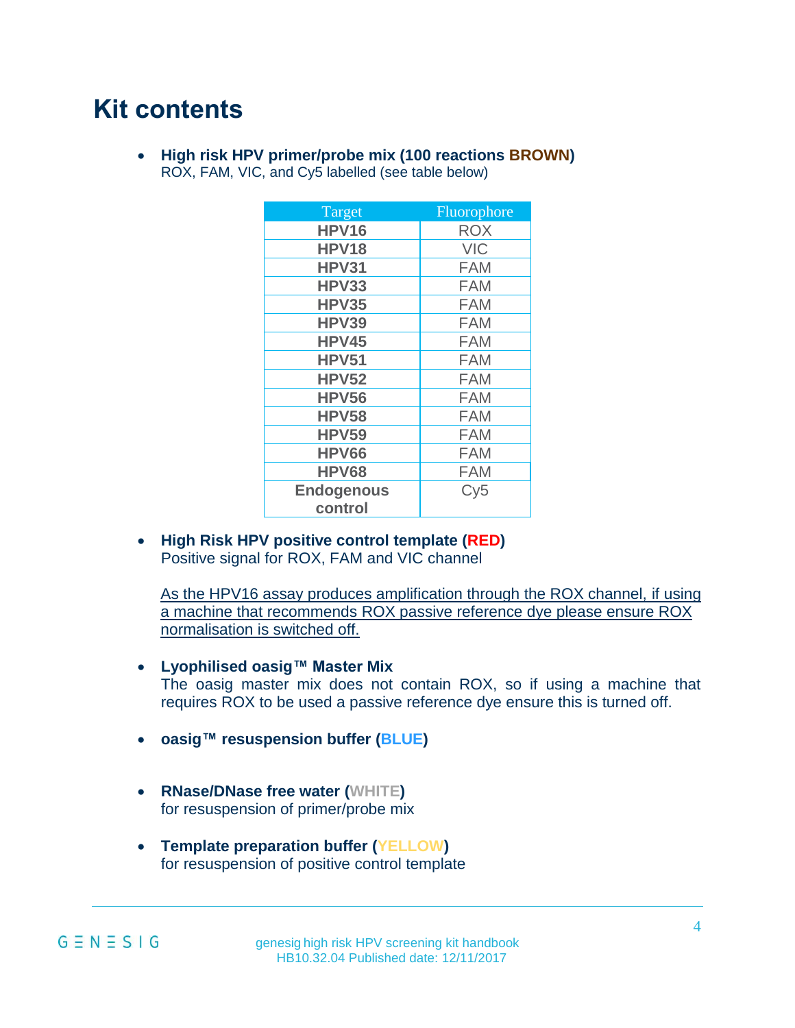# Kit contents

- **High risk HPV primer/probe mix (100 reactions BROWN)**
  ROX, FAM, VIC, and Cy5 labelled (see table below)

| Target | Fluorophore |
|---|---|
| **HPV16** | ROX |
| **HPV18** | VIC |
| **HPV31** | FAM |
| **HPV33** | FAM |
| **HPV35** | FAM |
| **HPV39** | FAM |
| **HPV45** | FAM |
| **HPV51** | FAM |
| **HPV52** | FAM |
| **HPV56** | FAM |
| **HPV58** | FAM |
| **HPV59** | FAM |
| **HPV66** | FAM |
| **HPV68** | FAM |
| **Endogenous control** | Cy5 |

- **High Risk HPV positive control template (RED)**
  Positive signal for ROX, FAM and VIC channel

  As the HPV16 assay produces amplification through the ROX channel, if using a machine that recommends ROX passive reference dye please ensure ROX normalisation is switched off.

- **Lyophilised oasig™ Master Mix**
  The oasig master mix does not contain ROX, so if using a machine that requires ROX to be used a passive reference dye ensure this is turned off.

- **oasig™ resuspension buffer (BLUE)**

- **RNase/DNase free water (WHITE)**
  for resuspension of primer/probe mix

- **Template preparation buffer (YELLOW)**
  for resuspension of positive control template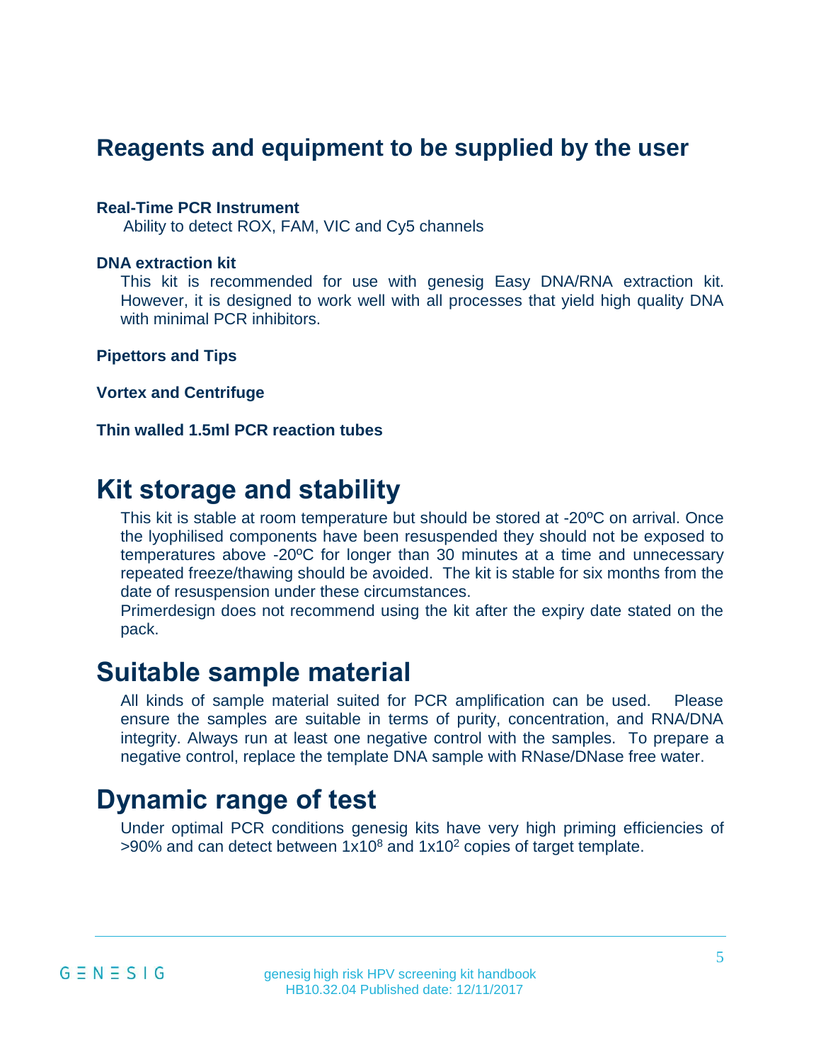## Reagents and equipment to be supplied by the user

**Real-Time PCR Instrument**

Ability to detect ROX, FAM, VIC and Cy5 channels

**DNA extraction kit**

This kit is recommended for use with genesig Easy DNA/RNA extraction kit. However, it is designed to work well with all processes that yield high quality DNA with minimal PCR inhibitors.

**Pipettors and Tips**

**Vortex and Centrifuge**

**Thin walled 1.5ml PCR reaction tubes**

# Kit storage and stability

This kit is stable at room temperature but should be stored at -20ºC on arrival. Once the lyophilised components have been resuspended they should not be exposed to temperatures above -20ºC for longer than 30 minutes at a time and unnecessary repeated freeze/thawing should be avoided. The kit is stable for six months from the date of resuspension under these circumstances.

Primerdesign does not recommend using the kit after the expiry date stated on the pack.

# Suitable sample material

All kinds of sample material suited for PCR amplification can be used. Please ensure the samples are suitable in terms of purity, concentration, and RNA/DNA integrity. Always run at least one negative control with the samples. To prepare a negative control, replace the template DNA sample with RNase/DNase free water.

# Dynamic range of test

Under optimal PCR conditions genesig kits have very high priming efficiencies of >90% and can detect between $1x10^8$ and $1x10^2$ copies of target template.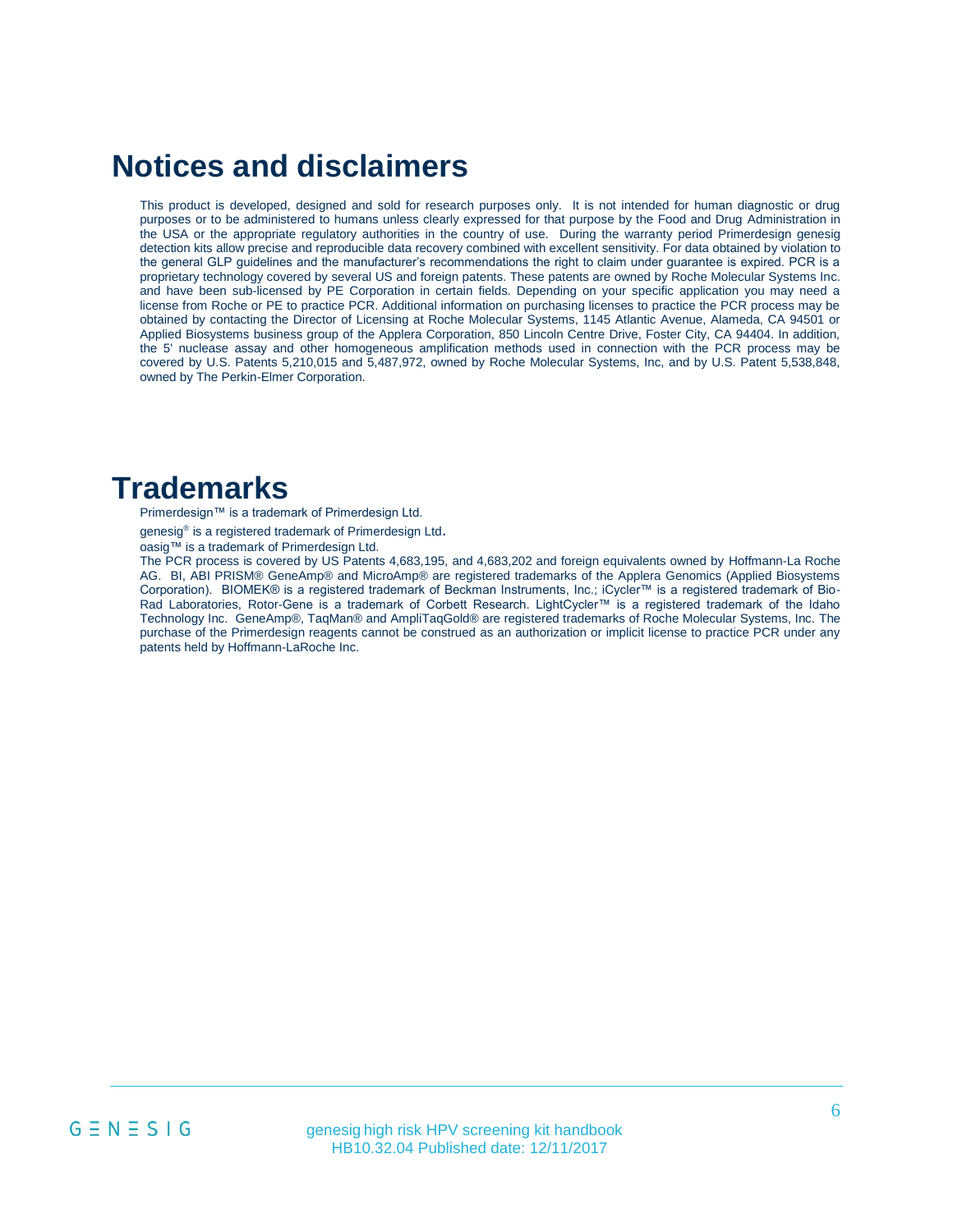# Notices and disclaimers

This product is developed, designed and sold for research purposes only. It is not intended for human diagnostic or drug purposes or to be administered to humans unless clearly expressed for that purpose by the Food and Drug Administration in the USA or the appropriate regulatory authorities in the country of use. During the warranty period Primerdesign genesig detection kits allow precise and reproducible data recovery combined with excellent sensitivity. For data obtained by violation to the general GLP guidelines and the manufacturer's recommendations the right to claim under guarantee is expired. PCR is a proprietary technology covered by several US and foreign patents. These patents are owned by Roche Molecular Systems Inc. and have been sub-licensed by PE Corporation in certain fields. Depending on your specific application you may need a license from Roche or PE to practice PCR. Additional information on purchasing licenses to practice the PCR process may be obtained by contacting the Director of Licensing at Roche Molecular Systems, 1145 Atlantic Avenue, Alameda, CA 94501 or Applied Biosystems business group of the Applera Corporation, 850 Lincoln Centre Drive, Foster City, CA 94404. In addition, the 5' nuclease assay and other homogeneous amplification methods used in connection with the PCR process may be covered by U.S. Patents 5,210,015 and 5,487,972, owned by Roche Molecular Systems, Inc, and by U.S. Patent 5,538,848, owned by The Perkin-Elmer Corporation.

# Trademarks

Primerdesign™ is a trademark of Primerdesign Ltd.

genesig® is a registered trademark of Primerdesign Ltd.

oasig™ is a trademark of Primerdesign Ltd.

The PCR process is covered by US Patents 4,683,195, and 4,683,202 and foreign equivalents owned by Hoffmann-La Roche AG. BI, ABI PRISM® GeneAmp® and MicroAmp® are registered trademarks of the Applera Genomics (Applied Biosystems Corporation). BIOMEK® is a registered trademark of Beckman Instruments, Inc.; iCycler™ is a registered trademark of Bio-Rad Laboratories, Rotor-Gene is a trademark of Corbett Research. LightCycler™ is a registered trademark of the Idaho Technology Inc. GeneAmp®, TaqMan® and AmpliTaqGold® are registered trademarks of Roche Molecular Systems, Inc. The purchase of the Primerdesign reagents cannot be construed as an authorization or implicit license to practice PCR under any patents held by Hoffmann-LaRoche Inc.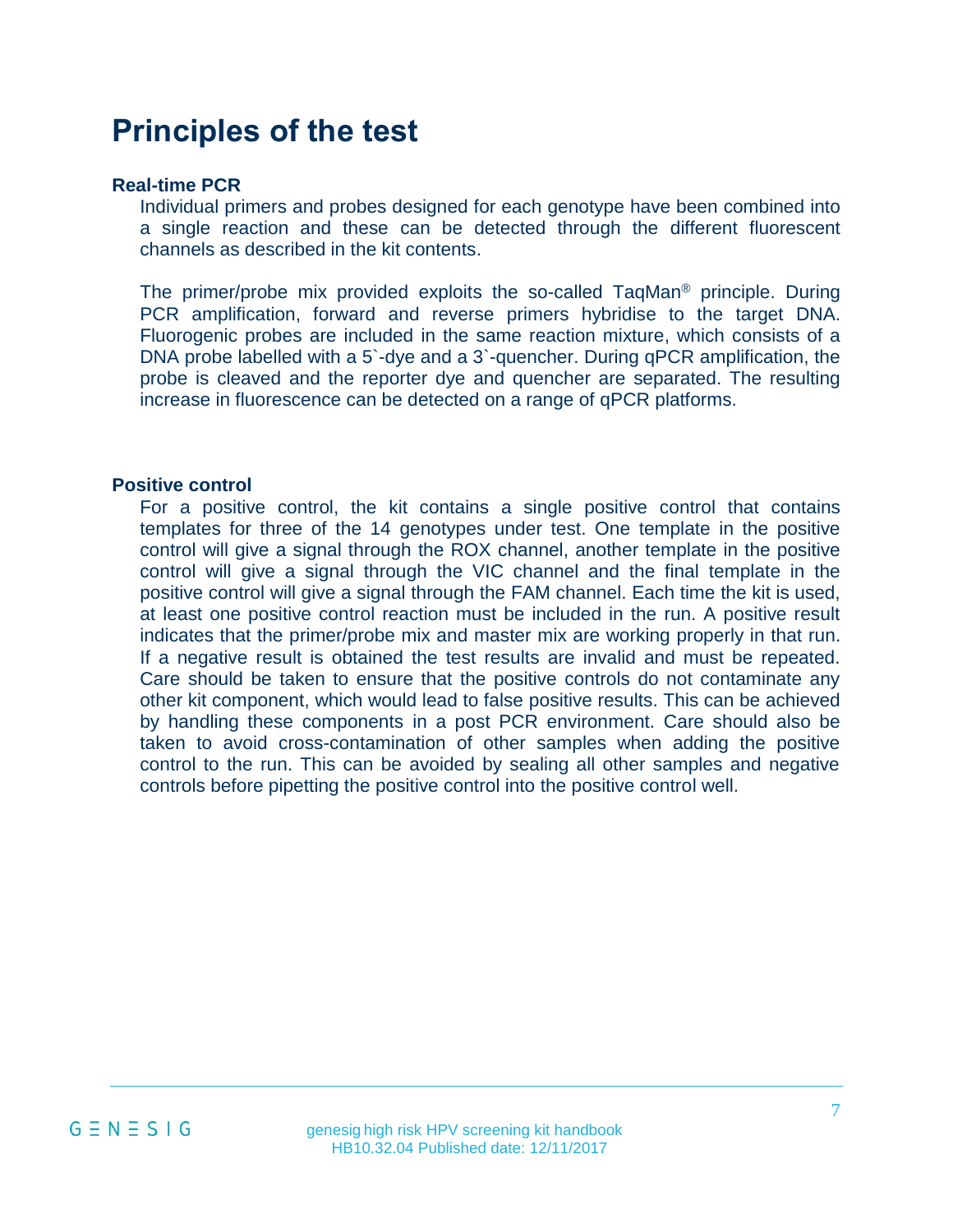# Principles of the test

### Real-time PCR

Individual primers and probes designed for each genotype have been combined into a single reaction and these can be detected through the different fluorescent channels as described in the kit contents.

The primer/probe mix provided exploits the so-called TaqMan® principle. During PCR amplification, forward and reverse primers hybridise to the target DNA. Fluorogenic probes are included in the same reaction mixture, which consists of a DNA probe labelled with a 5`-dye and a 3`-quencher. During qPCR amplification, the probe is cleaved and the reporter dye and quencher are separated. The resulting increase in fluorescence can be detected on a range of qPCR platforms.

### Positive control

For a positive control, the kit contains a single positive control that contains templates for three of the 14 genotypes under test. One template in the positive control will give a signal through the ROX channel, another template in the positive control will give a signal through the VIC channel and the final template in the positive control will give a signal through the FAM channel. Each time the kit is used, at least one positive control reaction must be included in the run. A positive result indicates that the primer/probe mix and master mix are working properly in that run. If a negative result is obtained the test results are invalid and must be repeated. Care should be taken to ensure that the positive controls do not contaminate any other kit component, which would lead to false positive results. This can be achieved by handling these components in a post PCR environment. Care should also be taken to avoid cross-contamination of other samples when adding the positive control to the run. This can be avoided by sealing all other samples and negative controls before pipetting the positive control into the positive control well.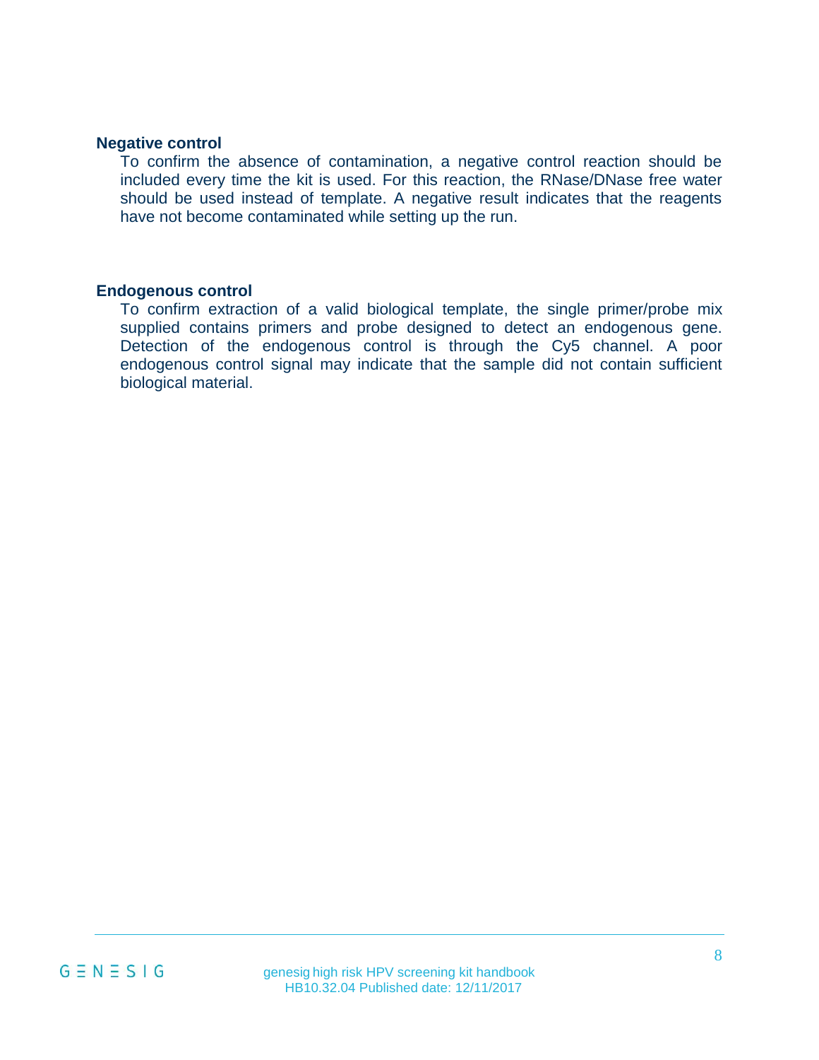**Negative control**

To confirm the absence of contamination, a negative control reaction should be included every time the kit is used. For this reaction, the RNase/DNase free water should be used instead of template. A negative result indicates that the reagents have not become contaminated while setting up the run.

**Endogenous control**

To confirm extraction of a valid biological template, the single primer/probe mix supplied contains primers and probe designed to detect an endogenous gene. Detection of the endogenous control is through the Cy5 channel. A poor endogenous control signal may indicate that the sample did not contain sufficient biological material.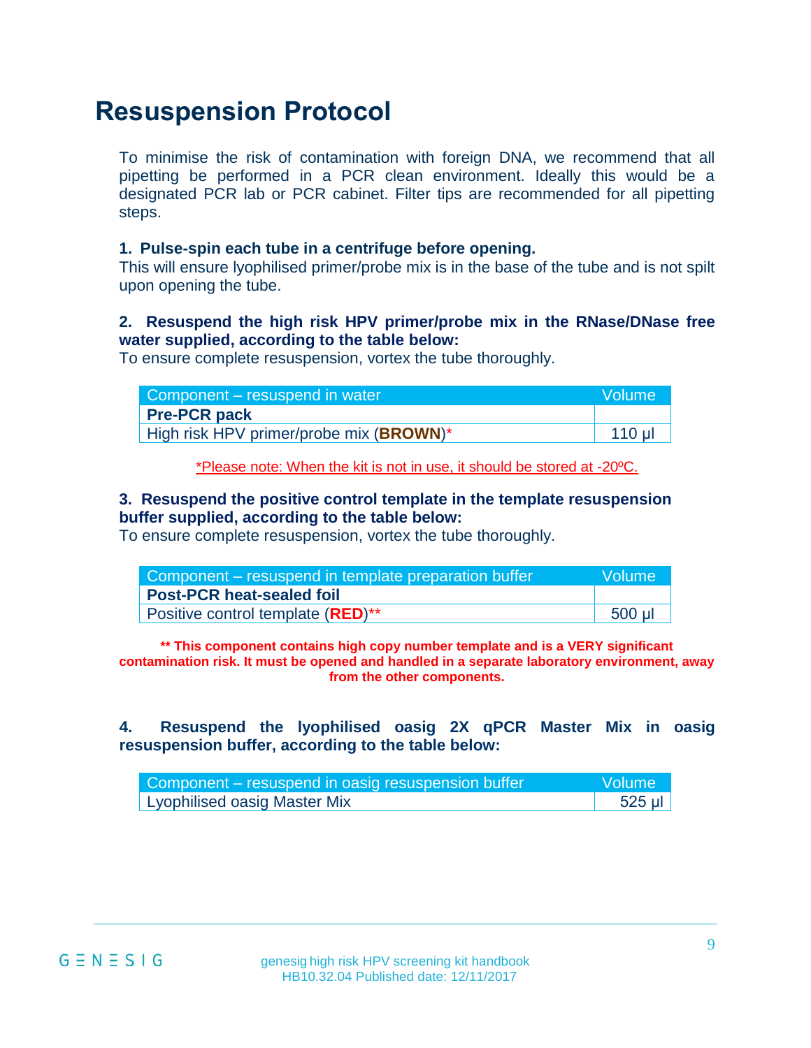# Resuspension Protocol

To minimise the risk of contamination with foreign DNA, we recommend that all pipetting be performed in a PCR clean environment. Ideally this would be a designated PCR lab or PCR cabinet. Filter tips are recommended for all pipetting steps.

**1. Pulse-spin each tube in a centrifuge before opening.**

This will ensure lyophilised primer/probe mix is in the base of the tube and is not spilt upon opening the tube.

**2. Resuspend the high risk HPV primer/probe mix in the RNase/DNase free water supplied, according to the table below:**

To ensure complete resuspension, vortex the tube thoroughly.

| Component – resuspend in water | Volume |
|---|---|
| **Pre-PCR pack** | |
| High risk HPV primer/probe mix (**BROWN**)* | 110 µl |

*Please note: When the kit is not in use, it should be stored at -20ºC.

**3. Resuspend the positive control template in the template resuspension buffer supplied, according to the table below:**

To ensure complete resuspension, vortex the tube thoroughly.

| Component – resuspend in template preparation buffer | Volume |
|---|---|
| **Post-PCR heat-sealed foil** | |
| Positive control template (**RED**)** | 500 µl |

**** This component contains high copy number template and is a VERY significant contamination risk. It must be opened and handled in a separate laboratory environment, away from the other components.**

**4. Resuspend the lyophilised oasig 2X qPCR Master Mix in oasig resuspension buffer, according to the table below:**

| Component – resuspend in oasig resuspension buffer | Volume |
|---|---|
| Lyophilised oasig Master Mix | 525 µl |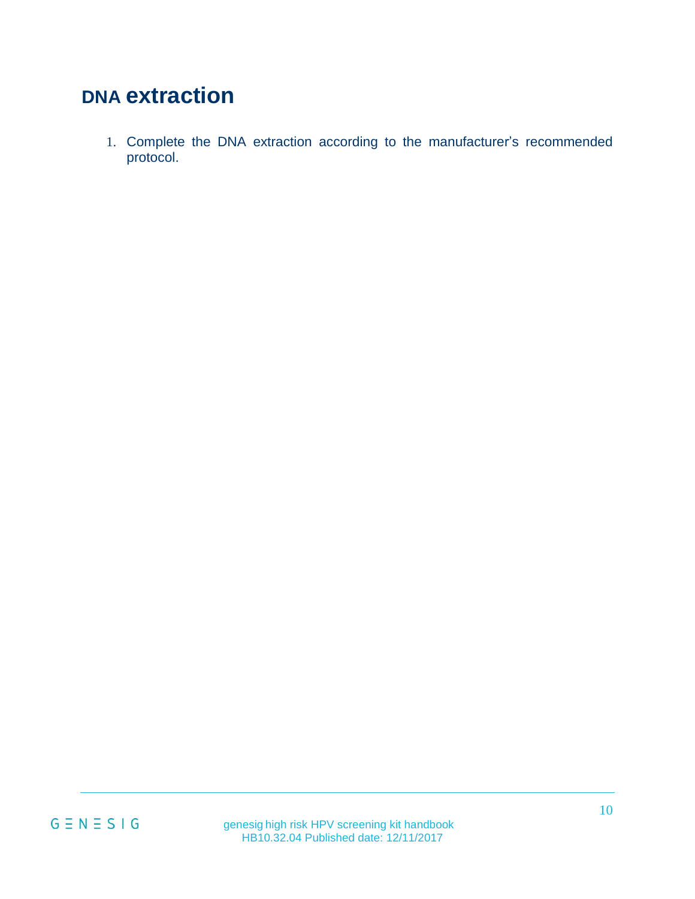# DNA extraction

1. Complete the DNA extraction according to the manufacturer's recommended protocol.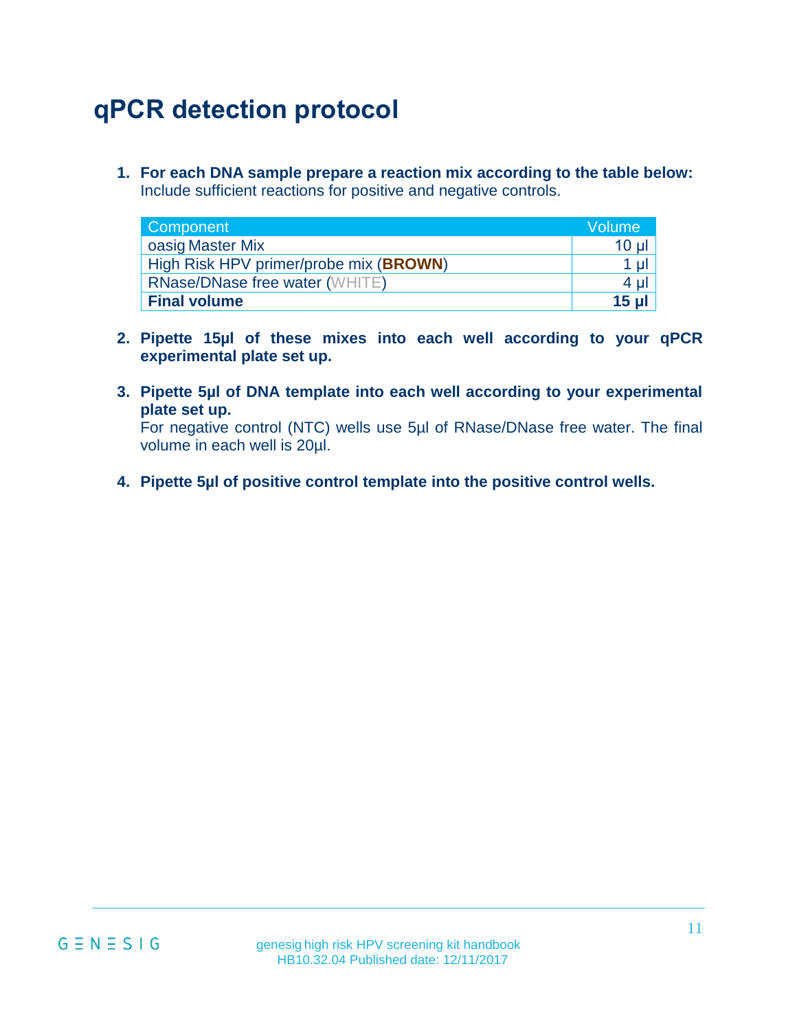# qPCR detection protocol

1. **For each DNA sample prepare a reaction mix according to the table below:**
   Include sufficient reactions for positive and negative controls.

| Component | Volume |
|---|---|
| oasig Master Mix | 10 µl |
| High Risk HPV primer/probe mix (**BROWN**) | 1 µl |
| RNase/DNase free water (WHITE) | 4 µl |
| **Final volume** | **15 µl** |

2. **Pipette 15µl of these mixes into each well according to your qPCR experimental plate set up.**

3. **Pipette 5µl of DNA template into each well according to your experimental plate set up.**
   For negative control (NTC) wells use 5µl of RNase/DNase free water. The final volume in each well is 20µl.

4. **Pipette 5µl of positive control template into the positive control wells.**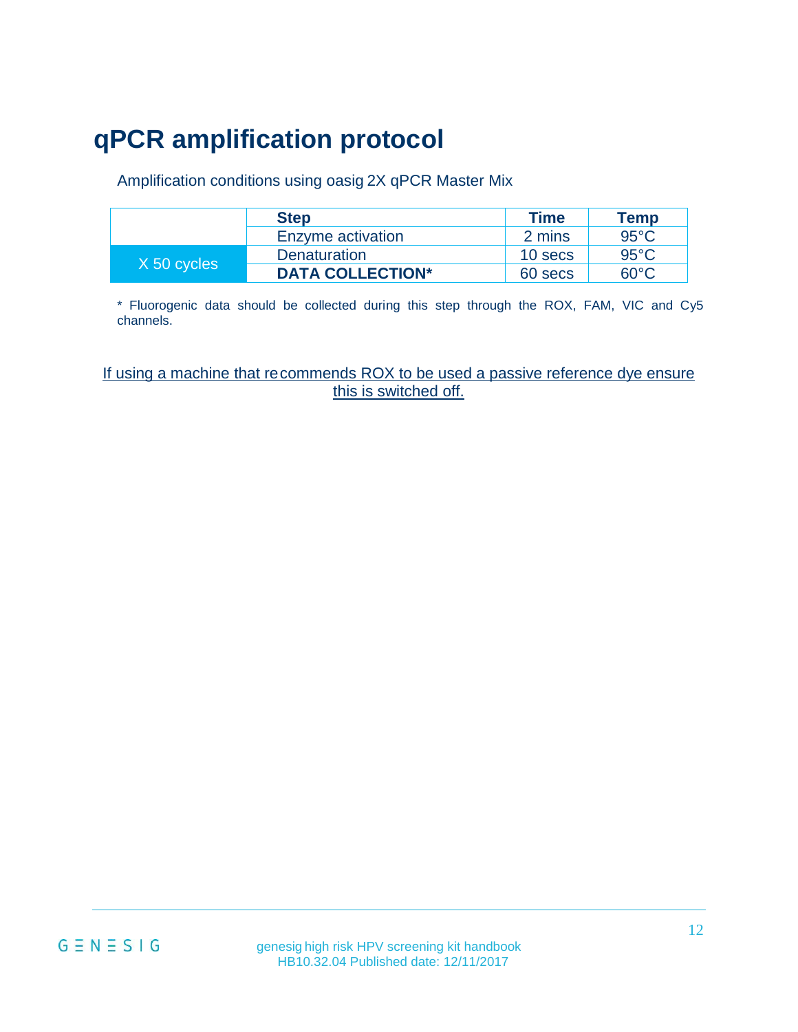# qPCR amplification protocol

Amplification conditions using oasig 2X qPCR Master Mix

| | Step | Time | Temp |
|---|---|---|---|
| | Enzyme activation | 2 mins | 95°C |
| X 50 cycles | Denaturation | 10 secs | 95°C |
| | **DATA COLLECTION*** | 60 secs | 60°C |

* Fluorogenic data should be collected during this step through the ROX, FAM, VIC and Cy5 channels.

<u>If using a machine that recommends ROX to be used a passive reference dye ensure this is switched off.</u>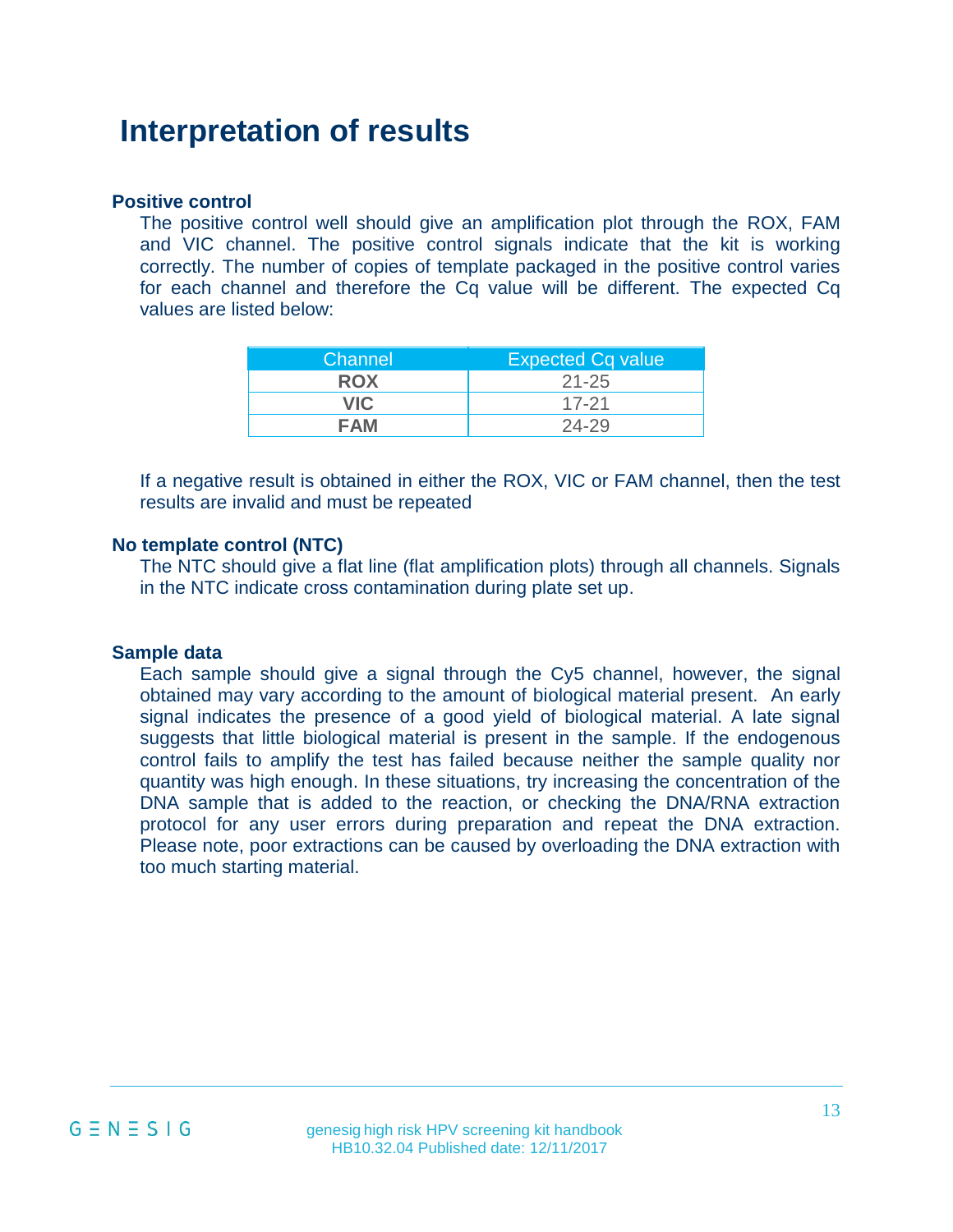# Interpretation of results

### Positive control

The positive control well should give an amplification plot through the ROX, FAM and VIC channel. The positive control signals indicate that the kit is working correctly. The number of copies of template packaged in the positive control varies for each channel and therefore the Cq value will be different. The expected Cq values are listed below:

| Channel | Expected Cq value |
|---|---|
| **ROX** | 21-25 |
| **VIC** | 17-21 |
| **FAM** | 24-29 |

If a negative result is obtained in either the ROX, VIC or FAM channel, then the test results are invalid and must be repeated

### No template control (NTC)

The NTC should give a flat line (flat amplification plots) through all channels. Signals in the NTC indicate cross contamination during plate set up.

### Sample data

Each sample should give a signal through the Cy5 channel, however, the signal obtained may vary according to the amount of biological material present. An early signal indicates the presence of a good yield of biological material. A late signal suggests that little biological material is present in the sample. If the endogenous control fails to amplify the test has failed because neither the sample quality nor quantity was high enough. In these situations, try increasing the concentration of the DNA sample that is added to the reaction, or checking the DNA/RNA extraction protocol for any user errors during preparation and repeat the DNA extraction. Please note, poor extractions can be caused by overloading the DNA extraction with too much starting material.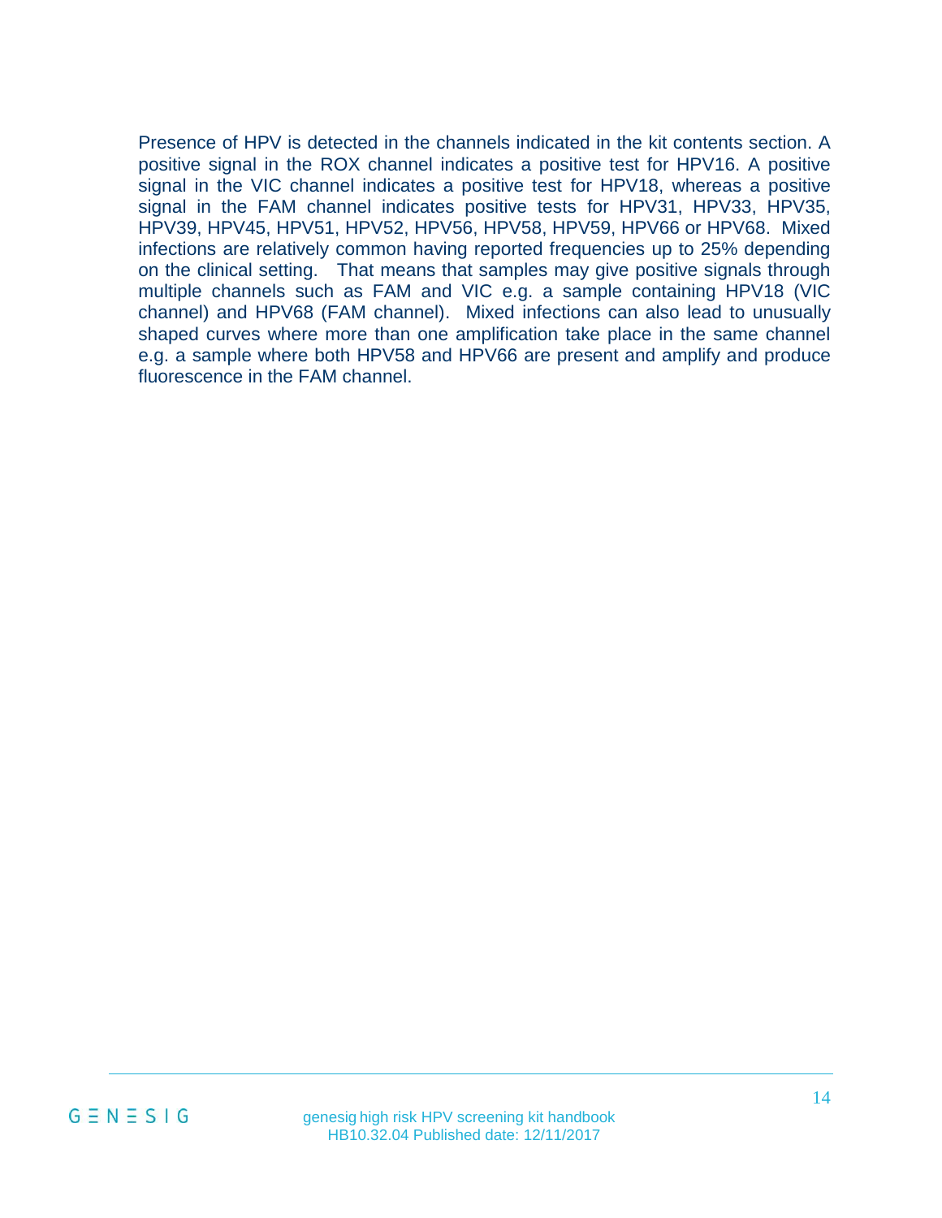Presence of HPV is detected in the channels indicated in the kit contents section. A positive signal in the ROX channel indicates a positive test for HPV16. A positive signal in the VIC channel indicates a positive test for HPV18, whereas a positive signal in the FAM channel indicates positive tests for HPV31, HPV33, HPV35, HPV39, HPV45, HPV51, HPV52, HPV56, HPV58, HPV59, HPV66 or HPV68. Mixed infections are relatively common having reported frequencies up to 25% depending on the clinical setting. That means that samples may give positive signals through multiple channels such as FAM and VIC e.g. a sample containing HPV18 (VIC channel) and HPV68 (FAM channel). Mixed infections can also lead to unusually shaped curves where more than one amplification take place in the same channel e.g. a sample where both HPV58 and HPV66 are present and amplify and produce fluorescence in the FAM channel.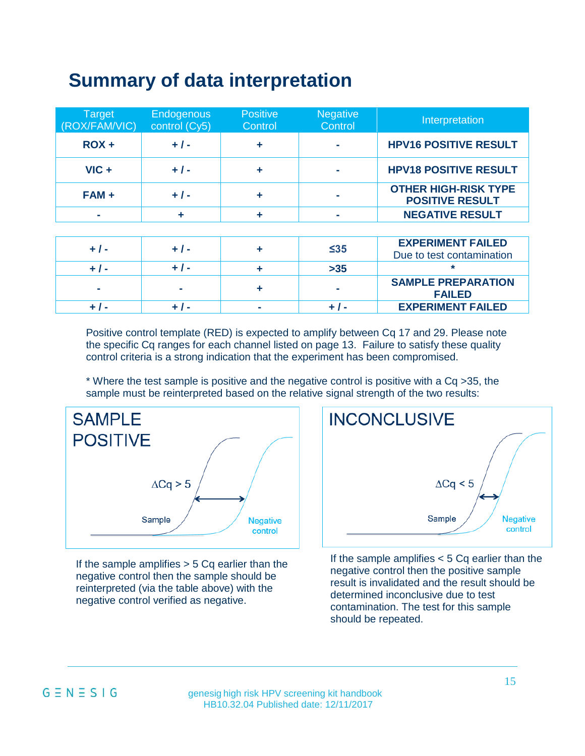# Summary of data interpretation

| Target (ROX/FAM/VIC) | Endogenous control (Cy5) | Positive Control | Negative Control | Interpretation |
|---|---|---|---|---|
| ROX + | + / - | + | - | **HPV16 POSITIVE RESULT** |
| VIC + | + / - | + | - | **HPV18 POSITIVE RESULT** |
| FAM + | + / - | + | - | **OTHER HIGH-RISK TYPE POSITIVE RESULT** |
| - | + | + | - | **NEGATIVE RESULT** |
| + / - | + / - | + | ≤35 | **EXPERIMENT FAILED** Due to test contamination |
| + / - | + / - | + | >35 | * |
| - | - | + | - | **SAMPLE PREPARATION FAILED** |
| + / - | + / - | - | + / - | **EXPERIMENT FAILED** |

Positive control template (RED) is expected to amplify between Cq 17 and 29. Please note the specific Cq ranges for each channel listed on page 13. Failure to satisfy these quality control criteria is a strong indication that the experiment has been compromised.

* Where the test sample is positive and the negative control is positive with a Cq >35, the sample must be reinterpreted based on the relative signal strength of the two results:

SAMPLE POSITIVE

ΔCq > 5

Sample

Negative control

If the sample amplifies > 5 Cq earlier than the negative control then the sample should be reinterpreted (via the table above) with the negative control verified as negative.

INCONCLUSIVE

ΔCq < 5

Sample

Negative control

If the sample amplifies < 5 Cq earlier than the negative control then the positive sample result is invalidated and the result should be determined inconclusive due to test contamination. The test for this sample should be repeated.